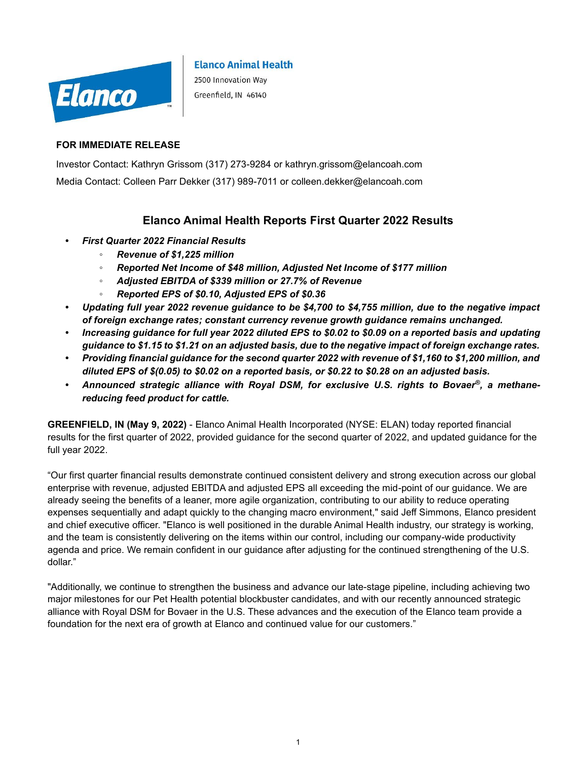**Elanco Animal Health**

2500 Innovation Way

Greenfield, IN 46140

**FOR IMMEDIATE RELEASE**

Investor Contact: Kathryn Grissom (317) 273-9284 or kathryn.grissom@elancoah.com

Media Contact: Colleen Parr Dekker (317) 989-7011 or colleen.dekker@elancoah.com

## Elanco Animal Health Reports First Quarter 2022 Results

- ***First Quarter 2022 Financial Results***
  - ***Revenue of $1,225 million***
  - ***Reported Net Income of $48 million, Adjusted Net Income of $177 million***
  - ***Adjusted EBITDA of $339 million or 27.7% of Revenue***
  - ***Reported EPS of $0.10, Adjusted EPS of $0.36***
- ***Updating full year 2022 revenue guidance to be $4,700 to $4,755 million, due to the negative impact of foreign exchange rates; constant currency revenue growth guidance remains unchanged.***
- ***Increasing guidance for full year 2022 diluted EPS to $0.02 to $0.09 on a reported basis and updating guidance to $1.15 to $1.21 on an adjusted basis, due to the negative impact of foreign exchange rates.***
- ***Providing financial guidance for the second quarter 2022 with revenue of $1,160 to $1,200 million, and diluted EPS of $(0.05) to $0.02 on a reported basis, or $0.22 to $0.28 on an adjusted basis.***
- ***Announced strategic alliance with Royal DSM, for exclusive U.S. rights to Bovaer®, a methane-reducing feed product for cattle.***

**GREENFIELD, IN (May 9, 2022)** - Elanco Animal Health Incorporated (NYSE: ELAN) today reported financial results for the first quarter of 2022, provided guidance for the second quarter of 2022, and updated guidance for the full year 2022.

"Our first quarter financial results demonstrate continued consistent delivery and strong execution across our global enterprise with revenue, adjusted EBITDA and adjusted EPS all exceeding the mid-point of our guidance. We are already seeing the benefits of a leaner, more agile organization, contributing to our ability to reduce operating expenses sequentially and adapt quickly to the changing macro environment," said Jeff Simmons, Elanco president and chief executive officer. "Elanco is well positioned in the durable Animal Health industry, our strategy is working, and the team is consistently delivering on the items within our control, including our company-wide productivity agenda and price. We remain confident in our guidance after adjusting for the continued strengthening of the U.S. dollar."

"Additionally, we continue to strengthen the business and advance our late-stage pipeline, including achieving two major milestones for our Pet Health potential blockbuster candidates, and with our recently announced strategic alliance with Royal DSM for Bovaer in the U.S. These advances and the execution of the Elanco team provide a foundation for the next era of growth at Elanco and continued value for our customers."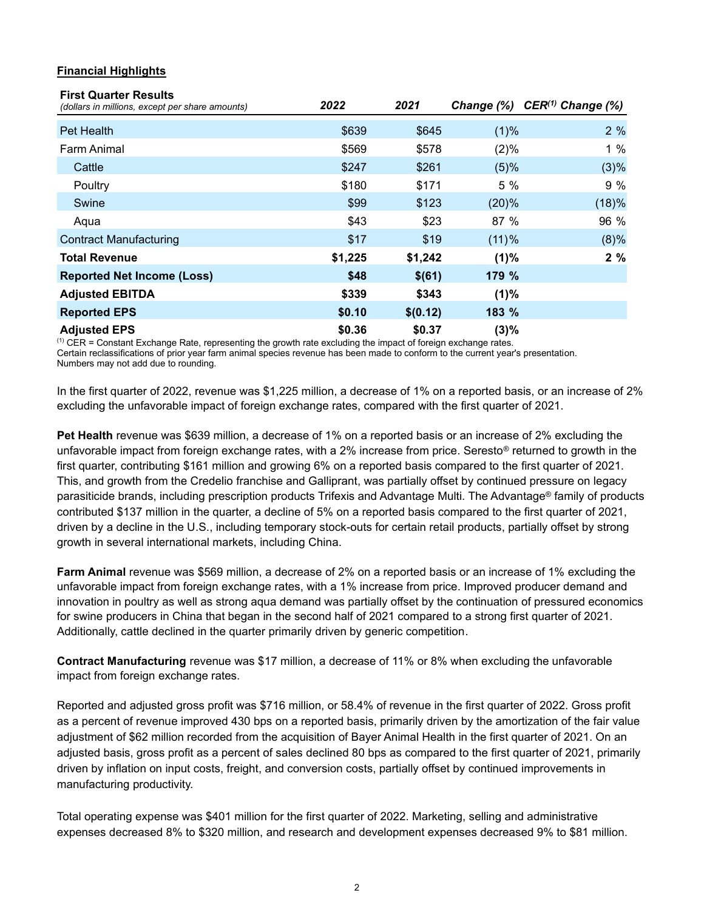## Financial Highlights

| First Quarter Results *(dollars in millions, except per share amounts)* | *2022* | *2021* | *Change (%)* | *CER[1] Change (%)* |
|---|---|---|---|---|
| Pet Health | $639 | $645 | (1)% | 2 % |
| Farm Animal | $569 | $578 | (2)% | 1 % |
| Cattle | $247 | $261 | (5)% | (3)% |
| Poultry | $180 | $171 | 5 % | 9 % |
| Swine | $99 | $123 | (20)% | (18)% |
| Aqua | $43 | $23 | 87 % | 96 % |
| Contract Manufacturing | $17 | $19 | (11)% | (8)% |
| **Total Revenue** | **$1,225** | **$1,242** | **(1)%** | **2 %** |
| **Reported Net Income (Loss)** | **$48** | **$(61)** | **179 %** | |
| **Adjusted EBITDA** | **$339** | **$343** | **(1)%** | |
| **Reported EPS** | **$0.10** | **$(0.12)** | **183 %** | |
| **Adjusted EPS** | **$0.36** | **$0.37** | **(3)%** | |

[1] CER = Constant Exchange Rate, representing the growth rate excluding the impact of foreign exchange rates.
Certain reclassifications of prior year farm animal species revenue has been made to conform to the current year's presentation.
Numbers may not add due to rounding.

In the first quarter of 2022, revenue was $1,225 million, a decrease of 1% on a reported basis, or an increase of 2% excluding the unfavorable impact of foreign exchange rates, compared with the first quarter of 2021.

**Pet Health** revenue was $639 million, a decrease of 1% on a reported basis or an increase of 2% excluding the unfavorable impact from foreign exchange rates, with a 2% increase from price. Seresto® returned to growth in the first quarter, contributing $161 million and growing 6% on a reported basis compared to the first quarter of 2021. This, and growth from the Credelio franchise and Galliprant, was partially offset by continued pressure on legacy parasiticide brands, including prescription products Trifexis and Advantage Multi. The Advantage® family of products contributed $137 million in the quarter, a decline of 5% on a reported basis compared to the first quarter of 2021, driven by a decline in the U.S., including temporary stock-outs for certain retail products, partially offset by strong growth in several international markets, including China.

**Farm Animal** revenue was $569 million, a decrease of 2% on a reported basis or an increase of 1% excluding the unfavorable impact from foreign exchange rates, with a 1% increase from price. Improved producer demand and innovation in poultry as well as strong aqua demand was partially offset by the continuation of pressured economics for swine producers in China that began in the second half of 2021 compared to a strong first quarter of 2021. Additionally, cattle declined in the quarter primarily driven by generic competition.

**Contract Manufacturing** revenue was $17 million, a decrease of 11% or 8% when excluding the unfavorable impact from foreign exchange rates.

Reported and adjusted gross profit was $716 million, or 58.4% of revenue in the first quarter of 2022. Gross profit as a percent of revenue improved 430 bps on a reported basis, primarily driven by the amortization of the fair value adjustment of $62 million recorded from the acquisition of Bayer Animal Health in the first quarter of 2021. On an adjusted basis, gross profit as a percent of sales declined 80 bps as compared to the first quarter of 2021, primarily driven by inflation on input costs, freight, and conversion costs, partially offset by continued improvements in manufacturing productivity.

Total operating expense was $401 million for the first quarter of 2022. Marketing, selling and administrative expenses decreased 8% to $320 million, and research and development expenses decreased 9% to $81 million.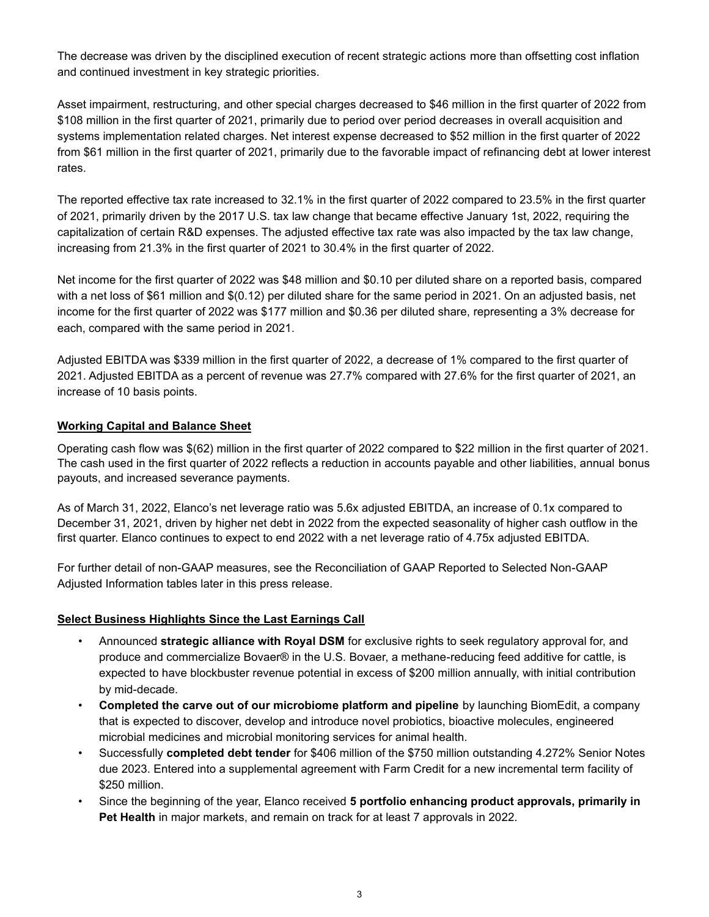The decrease was driven by the disciplined execution of recent strategic actions more than offsetting cost inflation and continued investment in key strategic priorities.

Asset impairment, restructuring, and other special charges decreased to $46 million in the first quarter of 2022 from $108 million in the first quarter of 2021, primarily due to period over period decreases in overall acquisition and systems implementation related charges. Net interest expense decreased to $52 million in the first quarter of 2022 from $61 million in the first quarter of 2021, primarily due to the favorable impact of refinancing debt at lower interest rates.

The reported effective tax rate increased to 32.1% in the first quarter of 2022 compared to 23.5% in the first quarter of 2021, primarily driven by the 2017 U.S. tax law change that became effective January 1st, 2022, requiring the capitalization of certain R&D expenses. The adjusted effective tax rate was also impacted by the tax law change, increasing from 21.3% in the first quarter of 2021 to 30.4% in the first quarter of 2022.

Net income for the first quarter of 2022 was $48 million and $0.10 per diluted share on a reported basis, compared with a net loss of $61 million and $(0.12) per diluted share for the same period in 2021. On an adjusted basis, net income for the first quarter of 2022 was $177 million and $0.36 per diluted share, representing a 3% decrease for each, compared with the same period in 2021.

Adjusted EBITDA was $339 million in the first quarter of 2022, a decrease of 1% compared to the first quarter of 2021. Adjusted EBITDA as a percent of revenue was 27.7% compared with 27.6% for the first quarter of 2021, an increase of 10 basis points.

## Working Capital and Balance Sheet

Operating cash flow was $(62) million in the first quarter of 2022 compared to $22 million in the first quarter of 2021. The cash used in the first quarter of 2022 reflects a reduction in accounts payable and other liabilities, annual bonus payouts, and increased severance payments.

As of March 31, 2022, Elanco's net leverage ratio was 5.6x adjusted EBITDA, an increase of 0.1x compared to December 31, 2021, driven by higher net debt in 2022 from the expected seasonality of higher cash outflow in the first quarter. Elanco continues to expect to end 2022 with a net leverage ratio of 4.75x adjusted EBITDA.

For further detail of non-GAAP measures, see the Reconciliation of GAAP Reported to Selected Non-GAAP Adjusted Information tables later in this press release.

## Select Business Highlights Since the Last Earnings Call

- Announced **strategic alliance with Royal DSM** for exclusive rights to seek regulatory approval for, and produce and commercialize Bovaer® in the U.S. Bovaer, a methane-reducing feed additive for cattle, is expected to have blockbuster revenue potential in excess of $200 million annually, with initial contribution by mid-decade.
- **Completed the carve out of our microbiome platform and pipeline** by launching BiomEdit, a company that is expected to discover, develop and introduce novel probiotics, bioactive molecules, engineered microbial medicines and microbial monitoring services for animal health.
- Successfully **completed debt tender** for $406 million of the $750 million outstanding 4.272% Senior Notes due 2023. Entered into a supplemental agreement with Farm Credit for a new incremental term facility of $250 million.
- Since the beginning of the year, Elanco received **5 portfolio enhancing product approvals, primarily in Pet Health** in major markets, and remain on track for at least 7 approvals in 2022.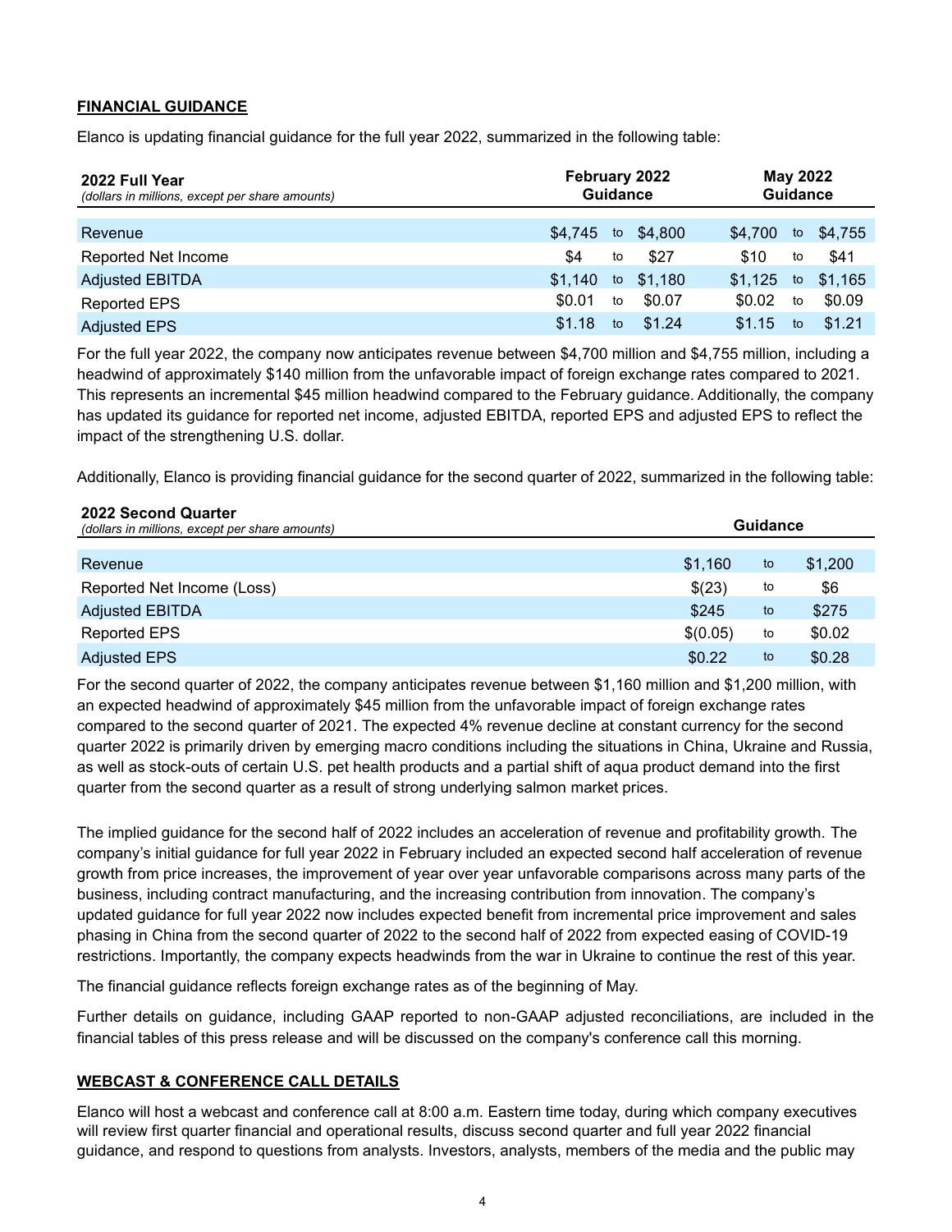## FINANCIAL GUIDANCE

Elanco is updating financial guidance for the full year 2022, summarized in the following table:

| **2022 Full Year**<br>*(dollars in millions, except per share amounts)* | **February 2022 Guidance** | | | **May 2022 Guidance** | | |
|---|---|---|---|---|---|---|
| Revenue | $4,745 | to | $4,800 | $4,700 | to | $4,755 |
| Reported Net Income | $4 | to | $27 | $10 | to | $41 |
| Adjusted EBITDA | $1,140 | to | $1,180 | $1,125 | to | $1,165 |
| Reported EPS | $0.01 | to | $0.07 | $0.02 | to | $0.09 |
| Adjusted EPS | $1.18 | to | $1.24 | $1.15 | to | $1.21 |

For the full year 2022, the company now anticipates revenue between $4,700 million and $4,755 million, including a headwind of approximately $140 million from the unfavorable impact of foreign exchange rates compared to 2021. This represents an incremental $45 million headwind compared to the February guidance. Additionally, the company has updated its guidance for reported net income, adjusted EBITDA, reported EPS and adjusted EPS to reflect the impact of the strengthening U.S. dollar.

Additionally, Elanco is providing financial guidance for the second quarter of 2022, summarized in the following table:

| **2022 Second Quarter**<br>*(dollars in millions, except per share amounts)* | **Guidance** | | |
|---|---|---|---|
| Revenue | $1,160 | to | $1,200 |
| Reported Net Income (Loss) | $(23) | to | $6 |
| Adjusted EBITDA | $245 | to | $275 |
| Reported EPS | $(0.05) | to | $0.02 |
| Adjusted EPS | $0.22 | to | $0.28 |

For the second quarter of 2022, the company anticipates revenue between $1,160 million and $1,200 million, with an expected headwind of approximately $45 million from the unfavorable impact of foreign exchange rates compared to the second quarter of 2021. The expected 4% revenue decline at constant currency for the second quarter 2022 is primarily driven by emerging macro conditions including the situations in China, Ukraine and Russia, as well as stock-outs of certain U.S. pet health products and a partial shift of aqua product demand into the first quarter from the second quarter as a result of strong underlying salmon market prices.

The implied guidance for the second half of 2022 includes an acceleration of revenue and profitability growth. The company's initial guidance for full year 2022 in February included an expected second half acceleration of revenue growth from price increases, the improvement of year over year unfavorable comparisons across many parts of the business, including contract manufacturing, and the increasing contribution from innovation. The company's updated guidance for full year 2022 now includes expected benefit from incremental price improvement and sales phasing in China from the second quarter of 2022 to the second half of 2022 from expected easing of COVID-19 restrictions. Importantly, the company expects headwinds from the war in Ukraine to continue the rest of this year.

The financial guidance reflects foreign exchange rates as of the beginning of May.

Further details on guidance, including GAAP reported to non-GAAP adjusted reconciliations, are included in the financial tables of this press release and will be discussed on the company's conference call this morning.

## WEBCAST & CONFERENCE CALL DETAILS

Elanco will host a webcast and conference call at 8:00 a.m. Eastern time today, during which company executives will review first quarter financial and operational results, discuss second quarter and full year 2022 financial guidance, and respond to questions from analysts. Investors, analysts, members of the media and the public may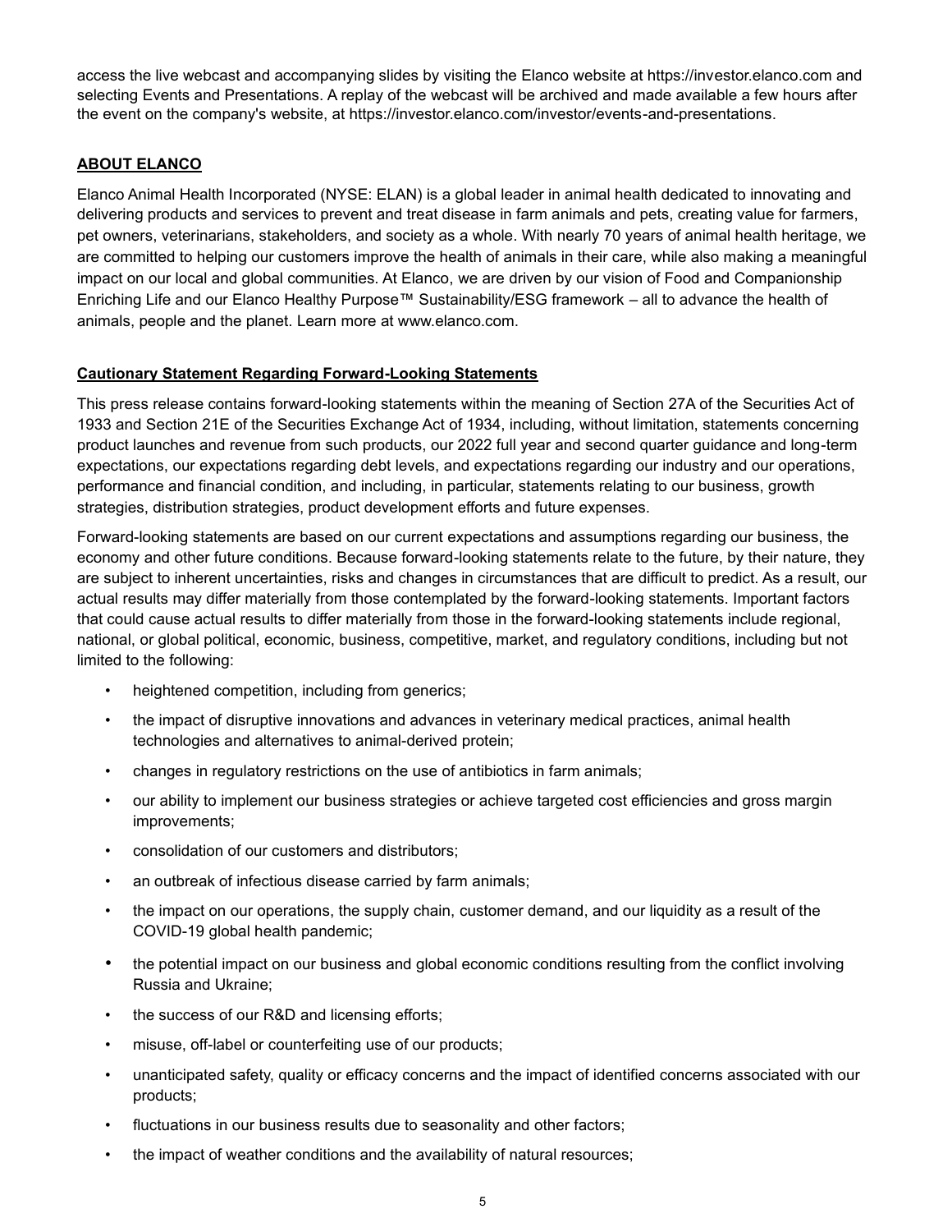access the live webcast and accompanying slides by visiting the Elanco website at https://investor.elanco.com and selecting Events and Presentations. A replay of the webcast will be archived and made available a few hours after the event on the company's website, at https://investor.elanco.com/investor/events-and-presentations.

## ABOUT ELANCO

Elanco Animal Health Incorporated (NYSE: ELAN) is a global leader in animal health dedicated to innovating and delivering products and services to prevent and treat disease in farm animals and pets, creating value for farmers, pet owners, veterinarians, stakeholders, and society as a whole. With nearly 70 years of animal health heritage, we are committed to helping our customers improve the health of animals in their care, while also making a meaningful impact on our local and global communities. At Elanco, we are driven by our vision of Food and Companionship Enriching Life and our Elanco Healthy Purpose™ Sustainability/ESG framework – all to advance the health of animals, people and the planet. Learn more at www.elanco.com.

## Cautionary Statement Regarding Forward-Looking Statements

This press release contains forward-looking statements within the meaning of Section 27A of the Securities Act of 1933 and Section 21E of the Securities Exchange Act of 1934, including, without limitation, statements concerning product launches and revenue from such products, our 2022 full year and second quarter guidance and long-term expectations, our expectations regarding debt levels, and expectations regarding our industry and our operations, performance and financial condition, and including, in particular, statements relating to our business, growth strategies, distribution strategies, product development efforts and future expenses.

Forward-looking statements are based on our current expectations and assumptions regarding our business, the economy and other future conditions. Because forward-looking statements relate to the future, by their nature, they are subject to inherent uncertainties, risks and changes in circumstances that are difficult to predict. As a result, our actual results may differ materially from those contemplated by the forward-looking statements. Important factors that could cause actual results to differ materially from those in the forward-looking statements include regional, national, or global political, economic, business, competitive, market, and regulatory conditions, including but not limited to the following:

- heightened competition, including from generics;
- the impact of disruptive innovations and advances in veterinary medical practices, animal health technologies and alternatives to animal-derived protein;
- changes in regulatory restrictions on the use of antibiotics in farm animals;
- our ability to implement our business strategies or achieve targeted cost efficiencies and gross margin improvements;
- consolidation of our customers and distributors;
- an outbreak of infectious disease carried by farm animals;
- the impact on our operations, the supply chain, customer demand, and our liquidity as a result of the COVID-19 global health pandemic;
- the potential impact on our business and global economic conditions resulting from the conflict involving Russia and Ukraine;
- the success of our R&D and licensing efforts;
- misuse, off-label or counterfeiting use of our products;
- unanticipated safety, quality or efficacy concerns and the impact of identified concerns associated with our products;
- fluctuations in our business results due to seasonality and other factors;
- the impact of weather conditions and the availability of natural resources;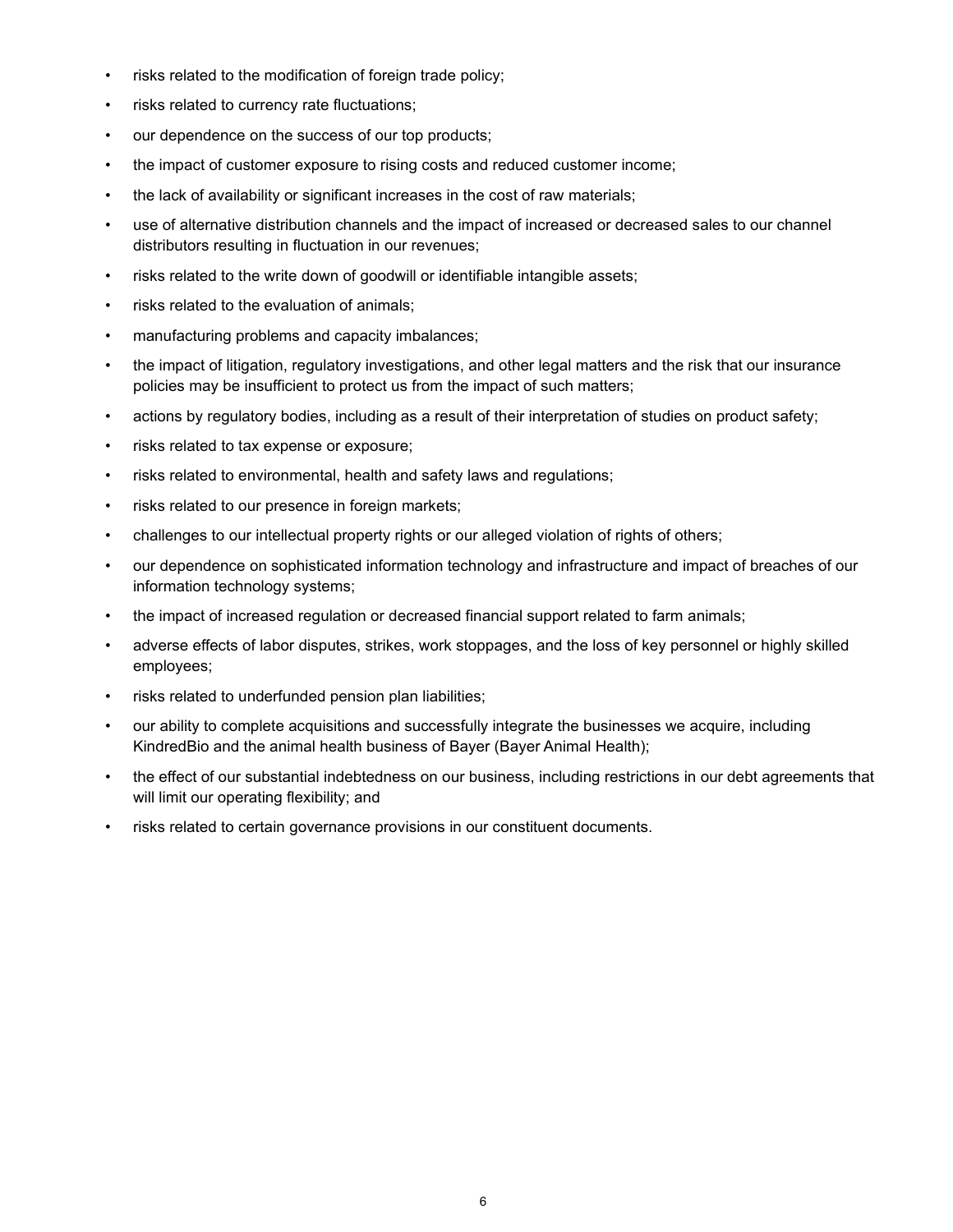- risks related to the modification of foreign trade policy;
- risks related to currency rate fluctuations;
- our dependence on the success of our top products;
- the impact of customer exposure to rising costs and reduced customer income;
- the lack of availability or significant increases in the cost of raw materials;
- use of alternative distribution channels and the impact of increased or decreased sales to our channel distributors resulting in fluctuation in our revenues;
- risks related to the write down of goodwill or identifiable intangible assets;
- risks related to the evaluation of animals;
- manufacturing problems and capacity imbalances;
- the impact of litigation, regulatory investigations, and other legal matters and the risk that our insurance policies may be insufficient to protect us from the impact of such matters;
- actions by regulatory bodies, including as a result of their interpretation of studies on product safety;
- risks related to tax expense or exposure;
- risks related to environmental, health and safety laws and regulations;
- risks related to our presence in foreign markets;
- challenges to our intellectual property rights or our alleged violation of rights of others;
- our dependence on sophisticated information technology and infrastructure and impact of breaches of our information technology systems;
- the impact of increased regulation or decreased financial support related to farm animals;
- adverse effects of labor disputes, strikes, work stoppages, and the loss of key personnel or highly skilled employees;
- risks related to underfunded pension plan liabilities;
- our ability to complete acquisitions and successfully integrate the businesses we acquire, including KindredBio and the animal health business of Bayer (Bayer Animal Health);
- the effect of our substantial indebtedness on our business, including restrictions in our debt agreements that will limit our operating flexibility; and
- risks related to certain governance provisions in our constituent documents.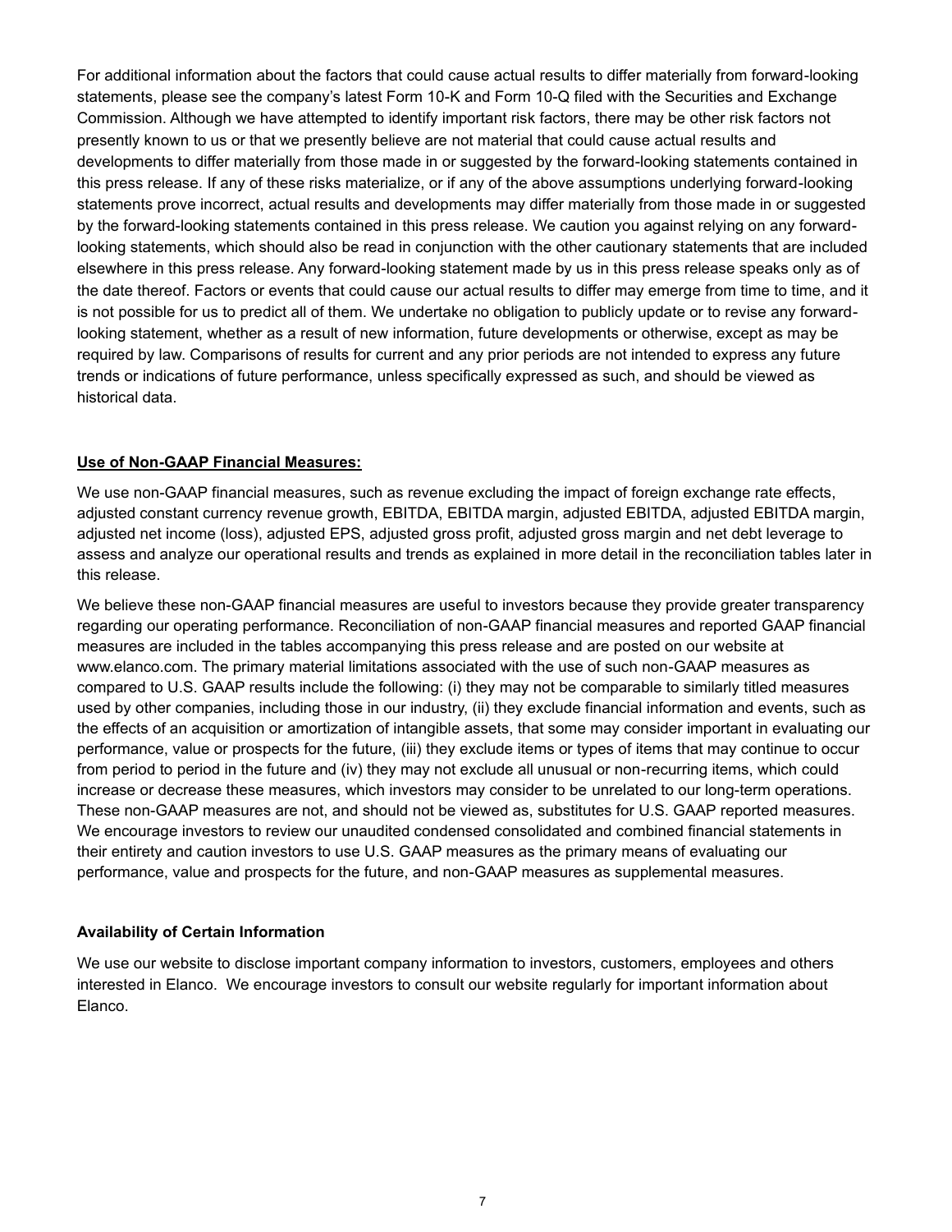For additional information about the factors that could cause actual results to differ materially from forward-looking statements, please see the company's latest Form 10-K and Form 10-Q filed with the Securities and Exchange Commission. Although we have attempted to identify important risk factors, there may be other risk factors not presently known to us or that we presently believe are not material that could cause actual results and developments to differ materially from those made in or suggested by the forward-looking statements contained in this press release. If any of these risks materialize, or if any of the above assumptions underlying forward-looking statements prove incorrect, actual results and developments may differ materially from those made in or suggested by the forward-looking statements contained in this press release. We caution you against relying on any forward-looking statements, which should also be read in conjunction with the other cautionary statements that are included elsewhere in this press release. Any forward-looking statement made by us in this press release speaks only as of the date thereof. Factors or events that could cause our actual results to differ may emerge from time to time, and it is not possible for us to predict all of them. We undertake no obligation to publicly update or to revise any forward-looking statement, whether as a result of new information, future developments or otherwise, except as may be required by law. Comparisons of results for current and any prior periods are not intended to express any future trends or indications of future performance, unless specifically expressed as such, and should be viewed as historical data.

**Use of Non-GAAP Financial Measures:**

We use non-GAAP financial measures, such as revenue excluding the impact of foreign exchange rate effects, adjusted constant currency revenue growth, EBITDA, EBITDA margin, adjusted EBITDA, adjusted EBITDA margin, adjusted net income (loss), adjusted EPS, adjusted gross profit, adjusted gross margin and net debt leverage to assess and analyze our operational results and trends as explained in more detail in the reconciliation tables later in this release.

We believe these non-GAAP financial measures are useful to investors because they provide greater transparency regarding our operating performance. Reconciliation of non-GAAP financial measures and reported GAAP financial measures are included in the tables accompanying this press release and are posted on our website at www.elanco.com. The primary material limitations associated with the use of such non-GAAP measures as compared to U.S. GAAP results include the following: (i) they may not be comparable to similarly titled measures used by other companies, including those in our industry, (ii) they exclude financial information and events, such as the effects of an acquisition or amortization of intangible assets, that some may consider important in evaluating our performance, value or prospects for the future, (iii) they exclude items or types of items that may continue to occur from period to period in the future and (iv) they may not exclude all unusual or non-recurring items, which could increase or decrease these measures, which investors may consider to be unrelated to our long-term operations. These non-GAAP measures are not, and should not be viewed as, substitutes for U.S. GAAP reported measures. We encourage investors to review our unaudited condensed consolidated and combined financial statements in their entirety and caution investors to use U.S. GAAP measures as the primary means of evaluating our performance, value and prospects for the future, and non-GAAP measures as supplemental measures.

**Availability of Certain Information**

We use our website to disclose important company information to investors, customers, employees and others interested in Elanco. We encourage investors to consult our website regularly for important information about Elanco.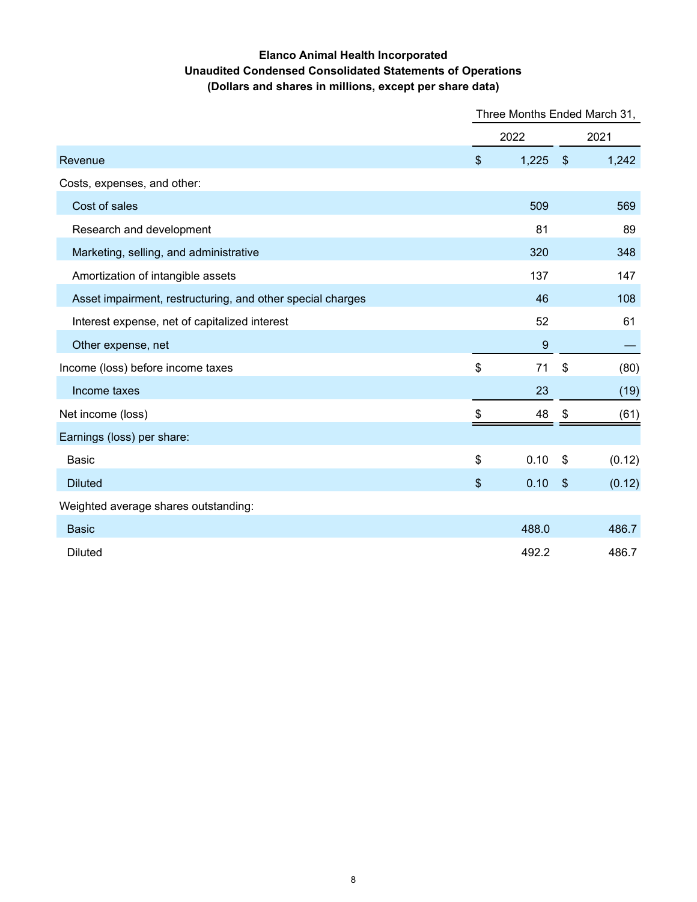**Elanco Animal Health Incorporated**
**Unaudited Condensed Consolidated Statements of Operations**
**(Dollars and shares in millions, except per share data)**

| | Three Months Ended March 31, | |
|---|---|---|
| | 2022 | 2021 |
| Revenue | $ 1,225 | $ 1,242 |
| Costs, expenses, and other: | | |
| Cost of sales | 509 | 569 |
| Research and development | 81 | 89 |
| Marketing, selling, and administrative | 320 | 348 |
| Amortization of intangible assets | 137 | 147 |
| Asset impairment, restructuring, and other special charges | 46 | 108 |
| Interest expense, net of capitalized interest | 52 | 61 |
| Other expense, net | 9 | — |
| Income (loss) before income taxes | $ 71 | $ (80) |
| Income taxes | 23 | (19) |
| Net income (loss) | $ 48 | $ (61) |
| Earnings (loss) per share: | | |
| Basic | $ 0.10 | $ (0.12) |
| Diluted | $ 0.10 | $ (0.12) |
| Weighted average shares outstanding: | | |
| Basic | 488.0 | 486.7 |
| Diluted | 492.2 | 486.7 |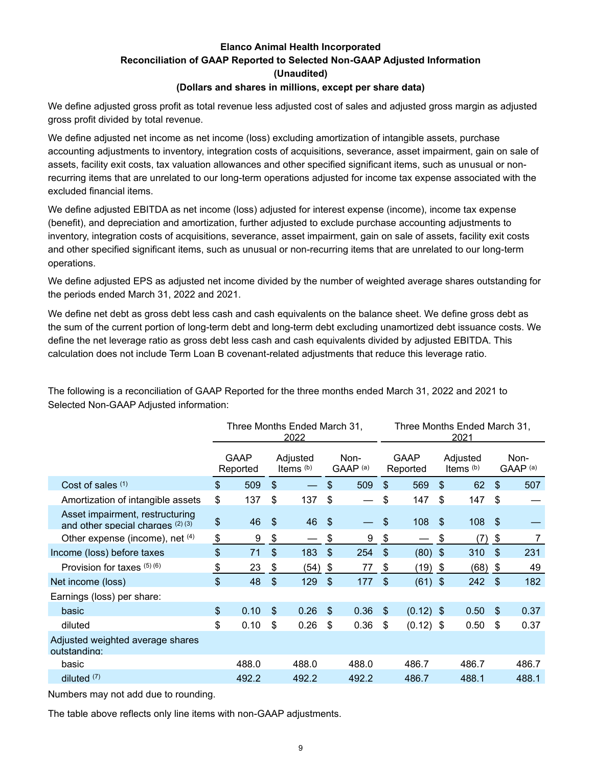**Elanco Animal Health Incorporated**
**Reconciliation of GAAP Reported to Selected Non-GAAP Adjusted Information**
**(Unaudited)**
**(Dollars and shares in millions, except per share data)**

We define adjusted gross profit as total revenue less adjusted cost of sales and adjusted gross margin as adjusted gross profit divided by total revenue.

We define adjusted net income as net income (loss) excluding amortization of intangible assets, purchase accounting adjustments to inventory, integration costs of acquisitions, severance, asset impairment, gain on sale of assets, facility exit costs, tax valuation allowances and other specified significant items, such as unusual or non-recurring items that are unrelated to our long-term operations adjusted for income tax expense associated with the excluded financial items.

We define adjusted EBITDA as net income (loss) adjusted for interest expense (income), income tax expense (benefit), and depreciation and amortization, further adjusted to exclude purchase accounting adjustments to inventory, integration costs of acquisitions, severance, asset impairment, gain on sale of assets, facility exit costs and other specified significant items, such as unusual or non-recurring items that are unrelated to our long-term operations.

We define adjusted EPS as adjusted net income divided by the number of weighted average shares outstanding for the periods ended March 31, 2022 and 2021.

We define net debt as gross debt less cash and cash equivalents on the balance sheet. We define gross debt as the sum of the current portion of long-term debt and long-term debt excluding unamortized debt issuance costs. We define the net leverage ratio as gross debt less cash and cash equivalents divided by adjusted EBITDA. This calculation does not include Term Loan B covenant-related adjustments that reduce this leverage ratio.

The following is a reconciliation of GAAP Reported for the three months ended March 31, 2022 and 2021 to Selected Non-GAAP Adjusted information:

| | Three Months Ended March 31, 2022 | | | Three Months Ended March 31, 2021 | | |
|---|---|---|---|---|---|---|
| | GAAP Reported | Adjusted Items (b) | Non-GAAP (a) | GAAP Reported | Adjusted Items (b) | Non-GAAP (a) |
| Cost of sales (1) | $ 509 | $ — | $ 509 | $ 569 | $ 62 | $ 507 |
| Amortization of intangible assets | $ 137 | $ 137 | $ — | $ 147 | $ 147 | $ — |
| Asset impairment, restructuring and other special charges (2) (3) | $ 46 | $ 46 | $ — | $ 108 | $ 108 | $ — |
| Other expense (income), net (4) | $ 9 | $ — | $ 9 | $ — | $ (7) | $ 7 |
| Income (loss) before taxes | $ 71 | $ 183 | $ 254 | $ (80) | $ 310 | $ 231 |
| Provision for taxes (5) (6) | $ 23 | $ (54) | $ 77 | $ (19) | $ (68) | $ 49 |
| Net income (loss) | $ 48 | $ 129 | $ 177 | $ (61) | $ 242 | $ 182 |
| Earnings (loss) per share: | | | | | | |
| basic | $ 0.10 | $ 0.26 | $ 0.36 | $ (0.12) | $ 0.50 | $ 0.37 |
| diluted | $ 0.10 | $ 0.26 | $ 0.36 | $ (0.12) | $ 0.50 | $ 0.37 |
| Adjusted weighted average shares outstanding: | | | | | | |
| basic | 488.0 | 488.0 | 488.0 | 486.7 | 486.7 | 486.7 |
| diluted (7) | 492.2 | 492.2 | 492.2 | 486.7 | 488.1 | 488.1 |

Numbers may not add due to rounding.

The table above reflects only line items with non-GAAP adjustments.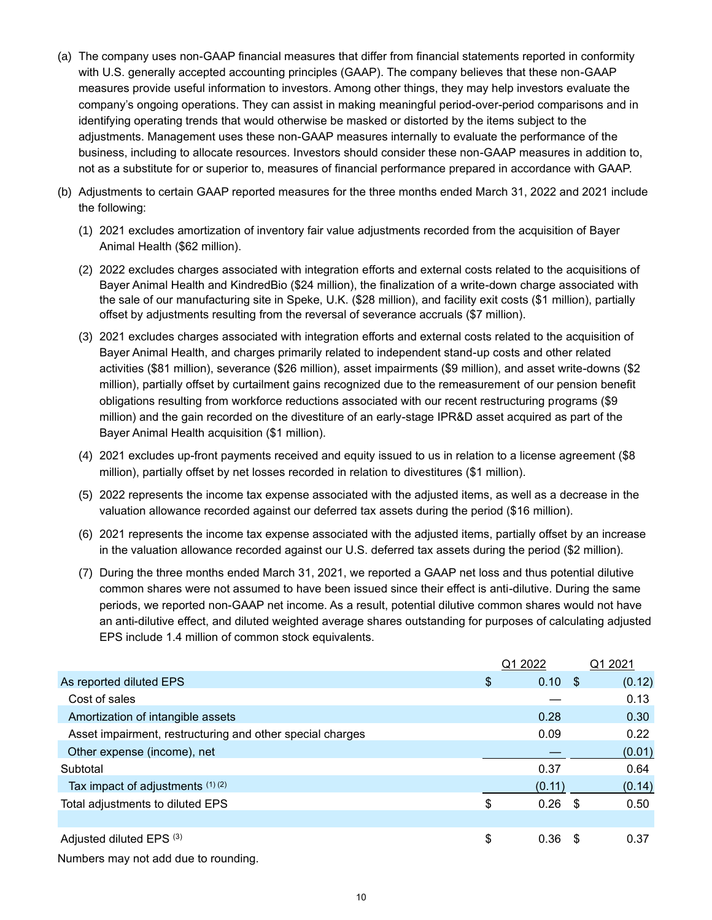(a) The company uses non-GAAP financial measures that differ from financial statements reported in conformity with U.S. generally accepted accounting principles (GAAP). The company believes that these non-GAAP measures provide useful information to investors. Among other things, they may help investors evaluate the company's ongoing operations. They can assist in making meaningful period-over-period comparisons and in identifying operating trends that would otherwise be masked or distorted by the items subject to the adjustments. Management uses these non-GAAP measures internally to evaluate the performance of the business, including to allocate resources. Investors should consider these non-GAAP measures in addition to, not as a substitute for or superior to, measures of financial performance prepared in accordance with GAAP.

(b) Adjustments to certain GAAP reported measures for the three months ended March 31, 2022 and 2021 include the following:

(1) 2021 excludes amortization of inventory fair value adjustments recorded from the acquisition of Bayer Animal Health ($62 million).

(2) 2022 excludes charges associated with integration efforts and external costs related to the acquisitions of Bayer Animal Health and KindredBio ($24 million), the finalization of a write-down charge associated with the sale of our manufacturing site in Speke, U.K. ($28 million), and facility exit costs ($1 million), partially offset by adjustments resulting from the reversal of severance accruals ($7 million).

(3) 2021 excludes charges associated with integration efforts and external costs related to the acquisition of Bayer Animal Health, and charges primarily related to independent stand-up costs and other related activities ($81 million), severance ($26 million), asset impairments ($9 million), and asset write-downs ($2 million), partially offset by curtailment gains recognized due to the remeasurement of our pension benefit obligations resulting from workforce reductions associated with our recent restructuring programs ($9 million) and the gain recorded on the divestiture of an early-stage IPR&D asset acquired as part of the Bayer Animal Health acquisition ($1 million).

(4) 2021 excludes up-front payments received and equity issued to us in relation to a license agreement ($8 million), partially offset by net losses recorded in relation to divestitures ($1 million).

(5) 2022 represents the income tax expense associated with the adjusted items, as well as a decrease in the valuation allowance recorded against our deferred tax assets during the period ($16 million).

(6) 2021 represents the income tax expense associated with the adjusted items, partially offset by an increase in the valuation allowance recorded against our U.S. deferred tax assets during the period ($2 million).

(7) During the three months ended March 31, 2021, we reported a GAAP net loss and thus potential dilutive common shares were not assumed to have been issued since their effect is anti-dilutive. During the same periods, we reported non-GAAP net income. As a result, potential dilutive common shares would not have an anti-dilutive effect, and diluted weighted average shares outstanding for purposes of calculating adjusted EPS include 1.4 million of common stock equivalents.

| | Q1 2022 | Q1 2021 |
|---|---|---|
| As reported diluted EPS | $ 0.10 | $ (0.12) |
| Cost of sales | — | 0.13 |
| Amortization of intangible assets | 0.28 | 0.30 |
| Asset impairment, restructuring and other special charges | 0.09 | 0.22 |
| Other expense (income), net | — | (0.01) |
| Subtotal | 0.37 | 0.64 |
| Tax impact of adjustments (1) (2) | (0.11) | (0.14) |
| Total adjustments to diluted EPS | $ 0.26 | $ 0.50 |
| | | |
| Adjusted diluted EPS (3) | $ 0.36 | $ 0.37 |

Numbers may not add due to rounding.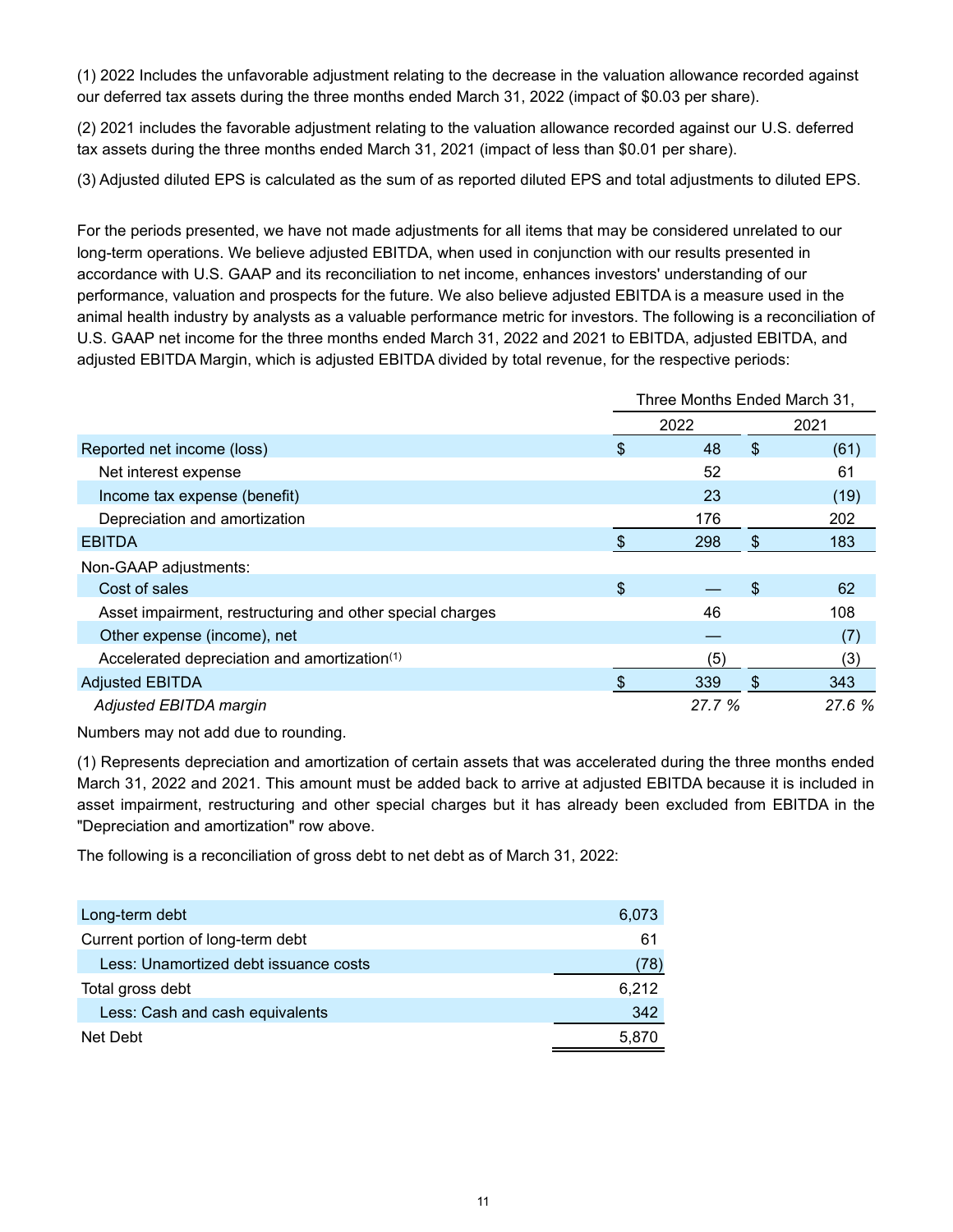(1) 2022 Includes the unfavorable adjustment relating to the decrease in the valuation allowance recorded against our deferred tax assets during the three months ended March 31, 2022 (impact of $0.03 per share).

(2) 2021 includes the favorable adjustment relating to the valuation allowance recorded against our U.S. deferred tax assets during the three months ended March 31, 2021 (impact of less than $0.01 per share).

(3) Adjusted diluted EPS is calculated as the sum of as reported diluted EPS and total adjustments to diluted EPS.

For the periods presented, we have not made adjustments for all items that may be considered unrelated to our long-term operations. We believe adjusted EBITDA, when used in conjunction with our results presented in accordance with U.S. GAAP and its reconciliation to net income, enhances investors' understanding of our performance, valuation and prospects for the future. We also believe adjusted EBITDA is a measure used in the animal health industry by analysts as a valuable performance metric for investors. The following is a reconciliation of U.S. GAAP net income for the three months ended March 31, 2022 and 2021 to EBITDA, adjusted EBITDA, and adjusted EBITDA Margin, which is adjusted EBITDA divided by total revenue, for the respective periods:

| | Three Months Ended March 31, | |
|---|---|---|
| | 2022 | 2021 |
| Reported net income (loss) | $ 48 | $ (61) |
| Net interest expense | 52 | 61 |
| Income tax expense (benefit) | 23 | (19) |
| Depreciation and amortization | 176 | 202 |
| EBITDA | $ 298 | $ 183 |
| Non-GAAP adjustments: | | |
| Cost of sales | $ — | $ 62 |
| Asset impairment, restructuring and other special charges | 46 | 108 |
| Other expense (income), net | — | (7) |
| Accelerated depreciation and amortization[1] | (5) | (3) |
| Adjusted EBITDA | $ 339 | $ 343 |
| *Adjusted EBITDA margin* | *27.7 %* | *27.6 %* |

Numbers may not add due to rounding.

(1) Represents depreciation and amortization of certain assets that was accelerated during the three months ended March 31, 2022 and 2021. This amount must be added back to arrive at adjusted EBITDA because it is included in asset impairment, restructuring and other special charges but it has already been excluded from EBITDA in the "Depreciation and amortization" row above.

The following is a reconciliation of gross debt to net debt as of March 31, 2022:

| | |
|---|---|
| Long-term debt | 6,073 |
| Current portion of long-term debt | 61 |
| Less: Unamortized debt issuance costs | (78) |
| Total gross debt | 6,212 |
| Less: Cash and cash equivalents | 342 |
| Net Debt | 5,870 |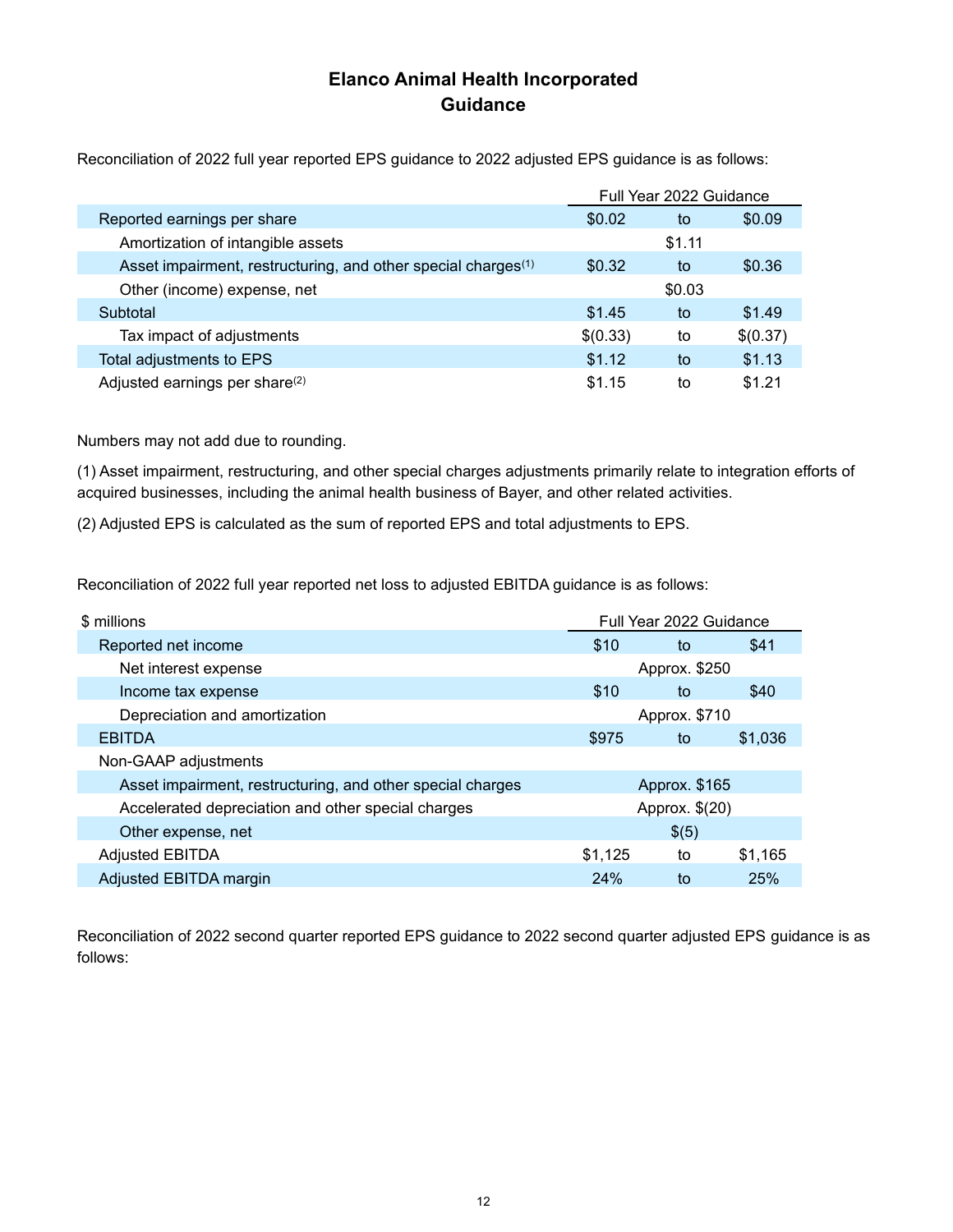# Elanco Animal Health Incorporated
# Guidance

Reconciliation of 2022 full year reported EPS guidance to 2022 adjusted EPS guidance is as follows:

| | Full Year 2022 Guidance | | |
|---|---|---|---|
| Reported earnings per share | $0.02 | to | $0.09 |
| Amortization of intangible assets | | $1.11 | |
| Asset impairment, restructuring, and other special charges(1) | $0.32 | to | $0.36 |
| Other (income) expense, net | | $0.03 | |
| Subtotal | $1.45 | to | $1.49 |
| Tax impact of adjustments | $(0.33) | to | $(0.37) |
| Total adjustments to EPS | $1.12 | to | $1.13 |
| Adjusted earnings per share(2) | $1.15 | to | $1.21 |

Numbers may not add due to rounding.

(1) Asset impairment, restructuring, and other special charges adjustments primarily relate to integration efforts of acquired businesses, including the animal health business of Bayer, and other related activities.

(2) Adjusted EPS is calculated as the sum of reported EPS and total adjustments to EPS.

Reconciliation of 2022 full year reported net loss to adjusted EBITDA guidance is as follows:

| $ millions | Full Year 2022 Guidance | | |
|---|---|---|---|
| Reported net income | $10 | to | $41 |
| Net interest expense | | Approx. $250 | |
| Income tax expense | $10 | to | $40 |
| Depreciation and amortization | | Approx. $710 | |
| EBITDA | $975 | to | $1,036 |
| Non-GAAP adjustments | | | |
| Asset impairment, restructuring, and other special charges | | Approx. $165 | |
| Accelerated depreciation and other special charges | | Approx. $(20) | |
| Other expense, net | | $(5) | |
| Adjusted EBITDA | $1,125 | to | $1,165 |
| Adjusted EBITDA margin | 24% | to | 25% |

Reconciliation of 2022 second quarter reported EPS guidance to 2022 second quarter adjusted EPS guidance is as follows: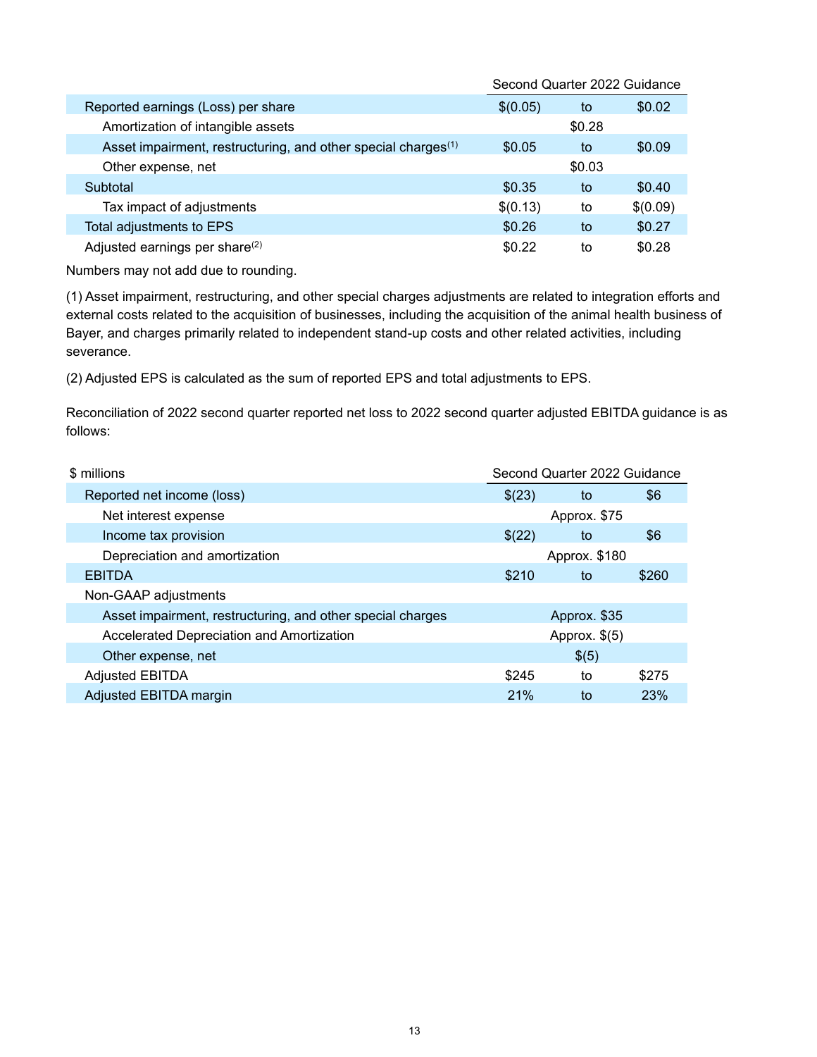| | Second Quarter 2022 Guidance | | |
| --- | --- | --- | --- |
| Reported earnings (Loss) per share | $(0.05) | to | $0.02 |
| Amortization of intangible assets | | $0.28 | |
| Asset impairment, restructuring, and other special charges[1] | $0.05 | to | $0.09 |
| Other expense, net | | $0.03 | |
| Subtotal | $0.35 | to | $0.40 |
| Tax impact of adjustments | $(0.13) | to | $(0.09) |
| Total adjustments to EPS | $0.26 | to | $0.27 |
| Adjusted earnings per share[2] | $0.22 | to | $0.28 |

Numbers may not add due to rounding.

(1) Asset impairment, restructuring, and other special charges adjustments are related to integration efforts and external costs related to the acquisition of businesses, including the acquisition of the animal health business of Bayer, and charges primarily related to independent stand-up costs and other related activities, including severance.

(2) Adjusted EPS is calculated as the sum of reported EPS and total adjustments to EPS.

Reconciliation of 2022 second quarter reported net loss to 2022 second quarter adjusted EBITDA guidance is as follows:

| $ millions | Second Quarter 2022 Guidance | | |
| --- | --- | --- | --- |
| Reported net income (loss) | $(23) | to | $6 |
| Net interest expense | | Approx. $75 | |
| Income tax provision | $(22) | to | $6 |
| Depreciation and amortization | | Approx. $180 | |
| EBITDA | $210 | to | $260 |
| Non-GAAP adjustments | | | |
| Asset impairment, restructuring, and other special charges | | Approx. $35 | |
| Accelerated Depreciation and Amortization | | Approx. $(5) | |
| Other expense, net | | $(5) | |
| Adjusted EBITDA | $245 | to | $275 |
| Adjusted EBITDA margin | 21% | to | 23% |